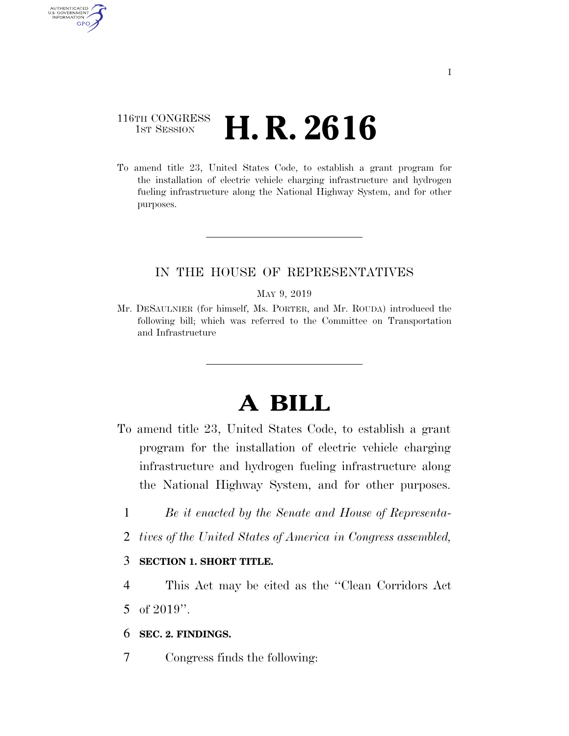116TH CONGRESS
1ST SESSION

# H. R. 2616

To amend title 23, United States Code, to establish a grant program for the installation of electric vehicle charging infrastructure and hydrogen fueling infrastructure along the National Highway System, and for other purposes.

IN THE HOUSE OF REPRESENTATIVES

MAY 9, 2019

Mr. DESAULNIER (for himself, Ms. PORTER, and Mr. ROUDA) introduced the following bill; which was referred to the Committee on Transportation and Infrastructure

# A BILL

To amend title 23, United States Code, to establish a grant program for the installation of electric vehicle charging infrastructure and hydrogen fueling infrastructure along the National Highway System, and for other purposes.

1 *Be it enacted by the Senate and House of Representa-*
2 *tives of the United States of America in Congress assembled,*

3 **SECTION 1. SHORT TITLE.**

4 This Act may be cited as the "Clean Corridors Act
5 of 2019".

6 **SEC. 2. FINDINGS.**

7 Congress finds the following: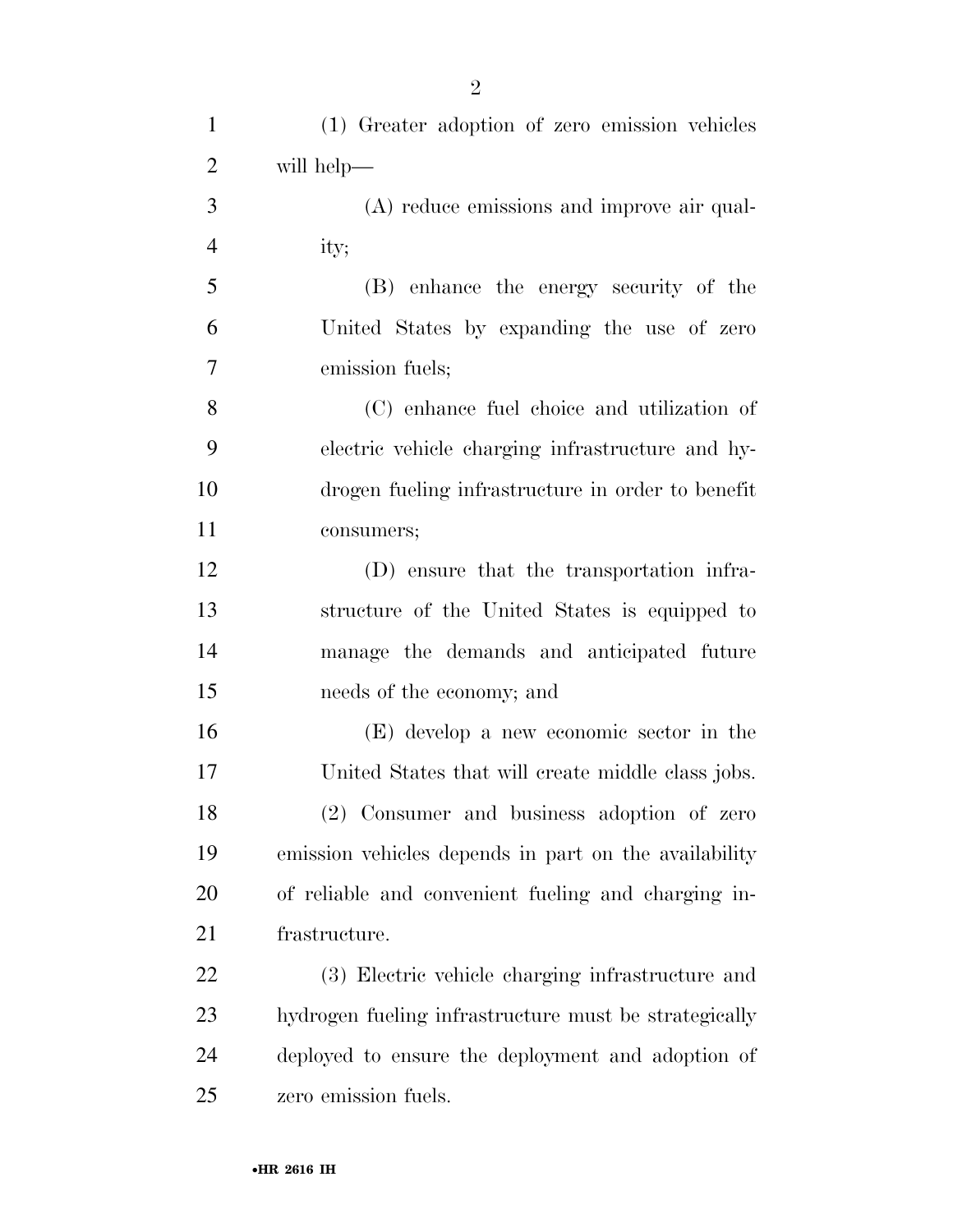(1) Greater adoption of zero emission vehicles will help—

(A) reduce emissions and improve air quality;

(B) enhance the energy security of the United States by expanding the use of zero emission fuels;

(C) enhance fuel choice and utilization of electric vehicle charging infrastructure and hydrogen fueling infrastructure in order to benefit consumers;

(D) ensure that the transportation infrastructure of the United States is equipped to manage the demands and anticipated future needs of the economy; and

(E) develop a new economic sector in the United States that will create middle class jobs.

(2) Consumer and business adoption of zero emission vehicles depends in part on the availability of reliable and convenient fueling and charging infrastructure.

(3) Electric vehicle charging infrastructure and hydrogen fueling infrastructure must be strategically deployed to ensure the deployment and adoption of zero emission fuels.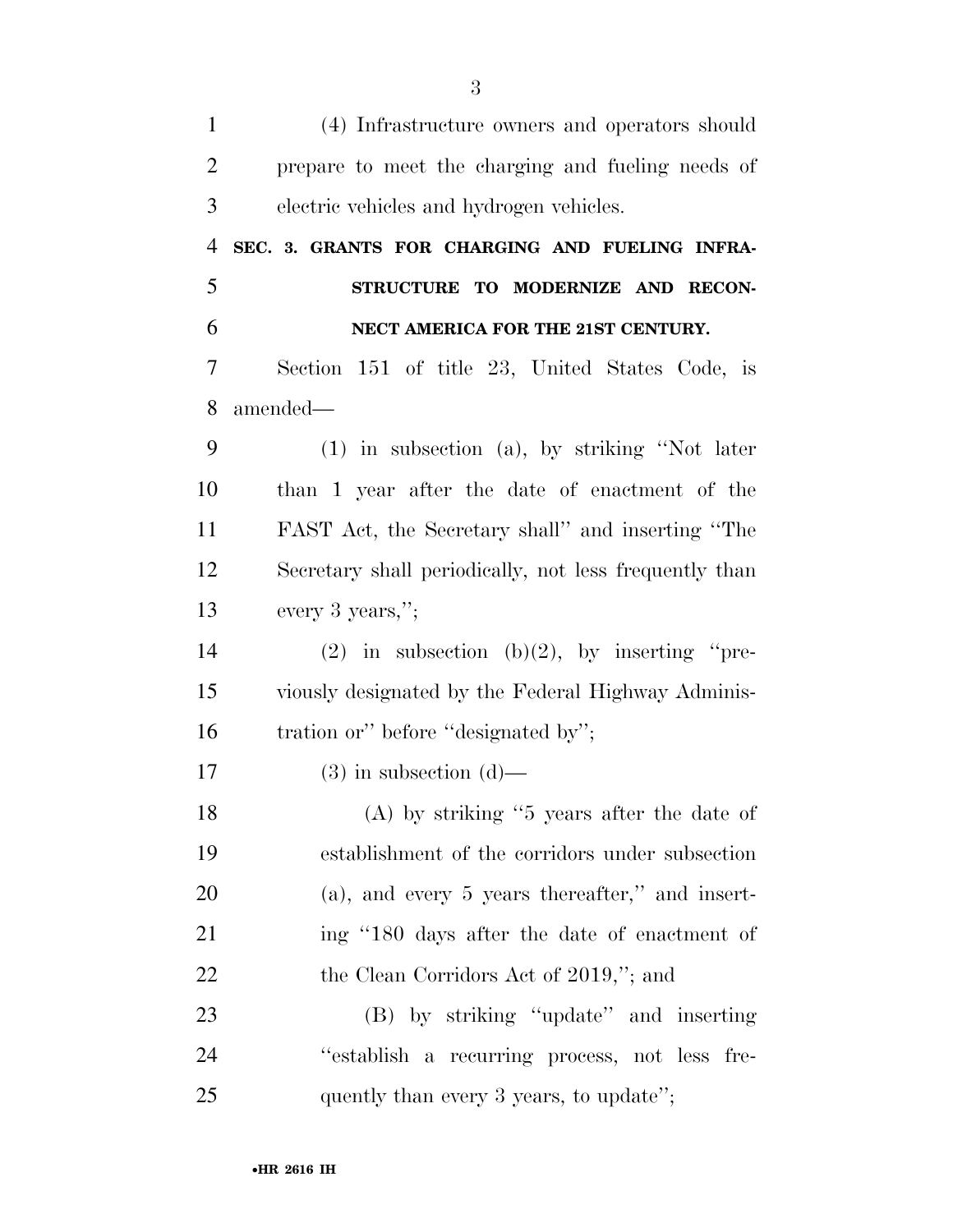(4) Infrastructure owners and operators should prepare to meet the charging and fueling needs of electric vehicles and hydrogen vehicles.

**SEC. 3. GRANTS FOR CHARGING AND FUELING INFRASTRUCTURE TO MODERNIZE AND RECONNECT AMERICA FOR THE 21ST CENTURY.**

Section 151 of title 23, United States Code, is amended—

(1) in subsection (a), by striking "Not later than 1 year after the date of enactment of the FAST Act, the Secretary shall" and inserting "The Secretary shall periodically, not less frequently than every 3 years,";

(2) in subsection (b)(2), by inserting "previously designated by the Federal Highway Administration or" before "designated by";

(3) in subsection (d)—

(A) by striking "5 years after the date of establishment of the corridors under subsection (a), and every 5 years thereafter," and inserting "180 days after the date of enactment of the Clean Corridors Act of 2019,"; and

(B) by striking "update" and inserting "establish a recurring process, not less frequently than every 3 years, to update";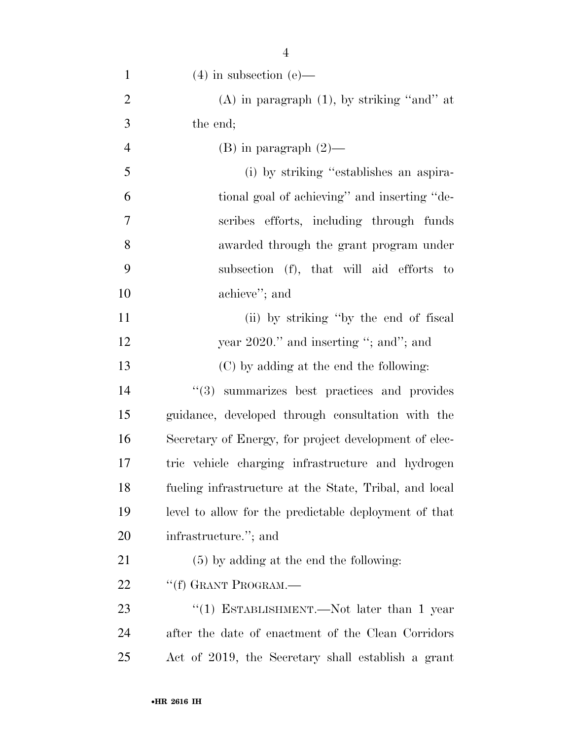(4) in subsection (e)—

(A) in paragraph (1), by striking "and" at the end;

(B) in paragraph (2)—

(i) by striking "establishes an aspirational goal of achieving" and inserting "describes efforts, including through funds awarded through the grant program under subsection (f), that will aid efforts to achieve"; and

(ii) by striking "by the end of fiscal year 2020." and inserting "; and"; and

(C) by adding at the end the following:

"(3) summarizes best practices and provides guidance, developed through consultation with the Secretary of Energy, for project development of electric vehicle charging infrastructure and hydrogen fueling infrastructure at the State, Tribal, and local level to allow for the predictable deployment of that infrastructure."; and

(5) by adding at the end the following:

"(f) GRANT PROGRAM.—

"(1) ESTABLISHMENT.—Not later than 1 year after the date of enactment of the Clean Corridors Act of 2019, the Secretary shall establish a grant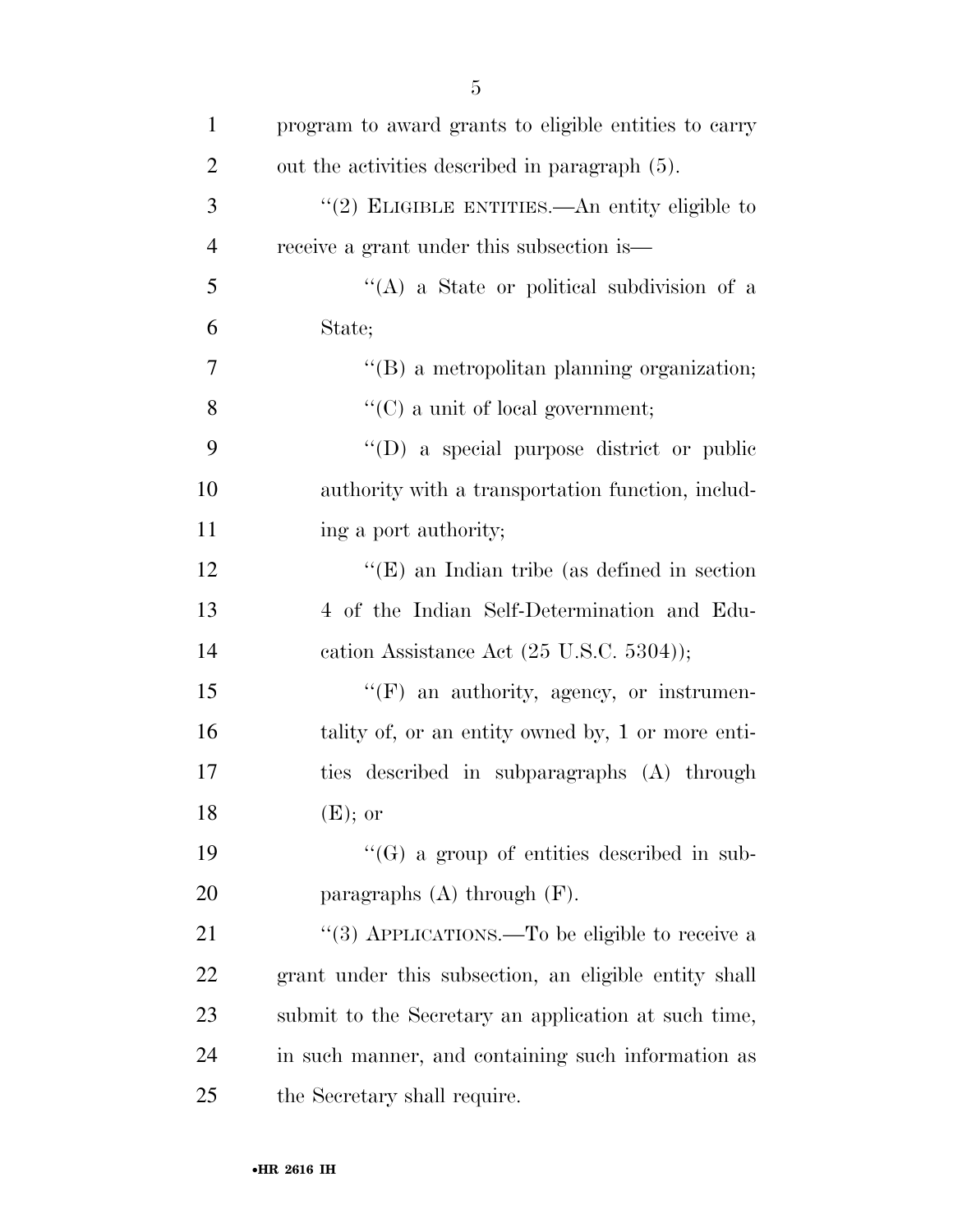program to award grants to eligible entities to carry out the activities described in paragraph (5).

"(2) ELIGIBLE ENTITIES.—An entity eligible to receive a grant under this subsection is—

"(A) a State or political subdivision of a State;

"(B) a metropolitan planning organization;

"(C) a unit of local government;

"(D) a special purpose district or public authority with a transportation function, including a port authority;

"(E) an Indian tribe (as defined in section 4 of the Indian Self-Determination and Education Assistance Act (25 U.S.C. 5304));

"(F) an authority, agency, or instrumentality of, or an entity owned by, 1 or more entities described in subparagraphs (A) through (E); or

"(G) a group of entities described in subparagraphs (A) through (F).

"(3) APPLICATIONS.—To be eligible to receive a grant under this subsection, an eligible entity shall submit to the Secretary an application at such time, in such manner, and containing such information as the Secretary shall require.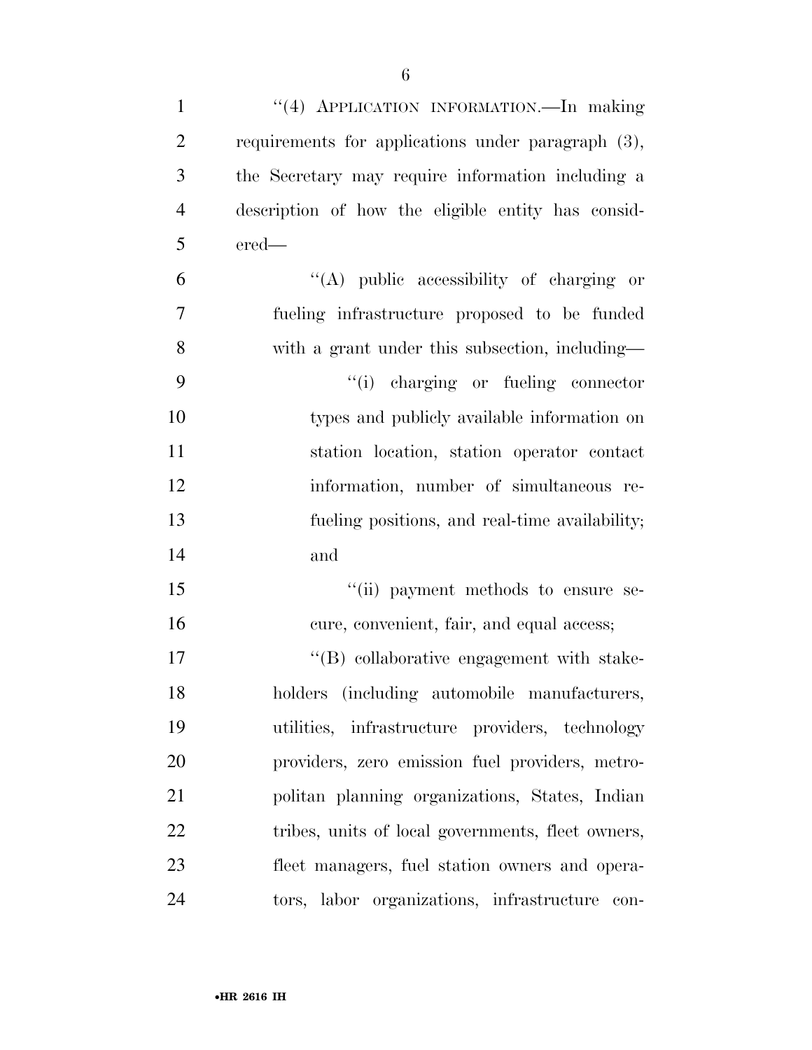"(4) APPLICATION INFORMATION.—In making requirements for applications under paragraph (3), the Secretary may require information including a description of how the eligible entity has considered—

"(A) public accessibility of charging or fueling infrastructure proposed to be funded with a grant under this subsection, including—

"(i) charging or fueling connector types and publicly available information on station location, station operator contact information, number of simultaneous refueling positions, and real-time availability; and

"(ii) payment methods to ensure secure, convenient, fair, and equal access;

"(B) collaborative engagement with stakeholders (including automobile manufacturers, utilities, infrastructure providers, technology providers, zero emission fuel providers, metropolitan planning organizations, States, Indian tribes, units of local governments, fleet owners, fleet managers, fuel station owners and operators, labor organizations, infrastructure con-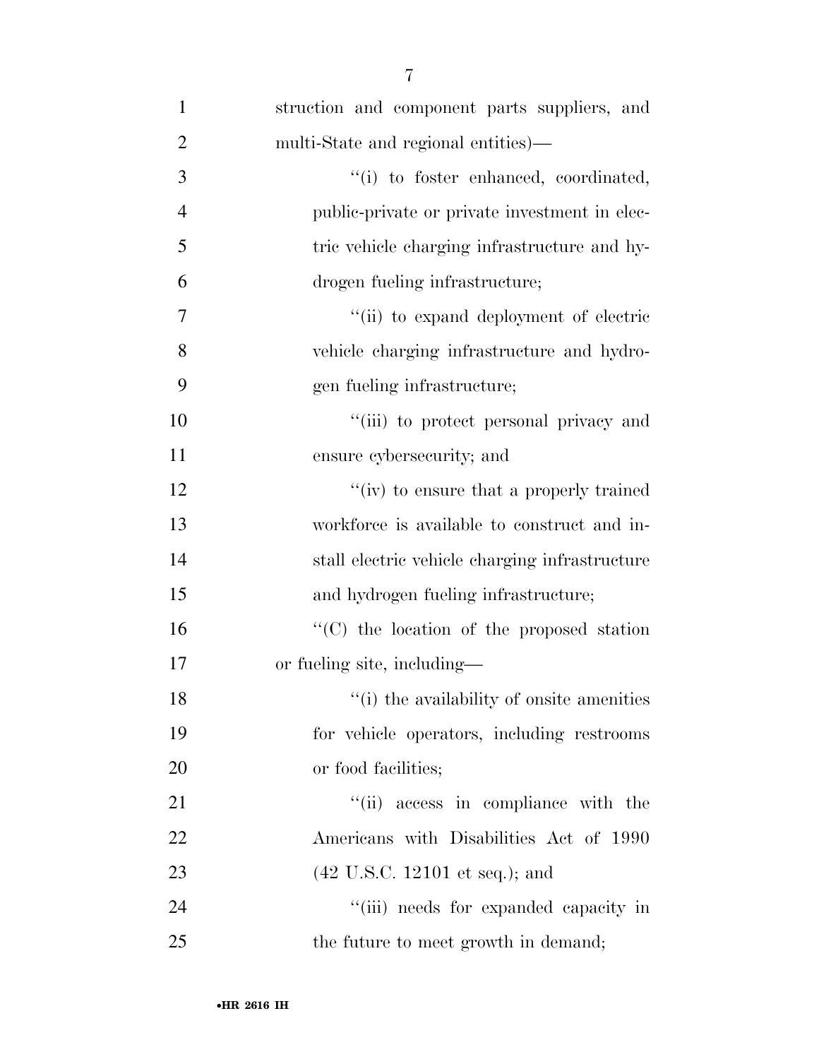struction and component parts suppliers, and multi-State and regional entities)—

''(i) to foster enhanced, coordinated, public-private or private investment in electric vehicle charging infrastructure and hydrogen fueling infrastructure;

''(ii) to expand deployment of electric vehicle charging infrastructure and hydrogen fueling infrastructure;

''(iii) to protect personal privacy and ensure cybersecurity; and

''(iv) to ensure that a properly trained workforce is available to construct and install electric vehicle charging infrastructure and hydrogen fueling infrastructure;

''(C) the location of the proposed station or fueling site, including—

''(i) the availability of onsite amenities for vehicle operators, including restrooms or food facilities;

''(ii) access in compliance with the Americans with Disabilities Act of 1990 (42 U.S.C. 12101 et seq.); and

''(iii) needs for expanded capacity in the future to meet growth in demand;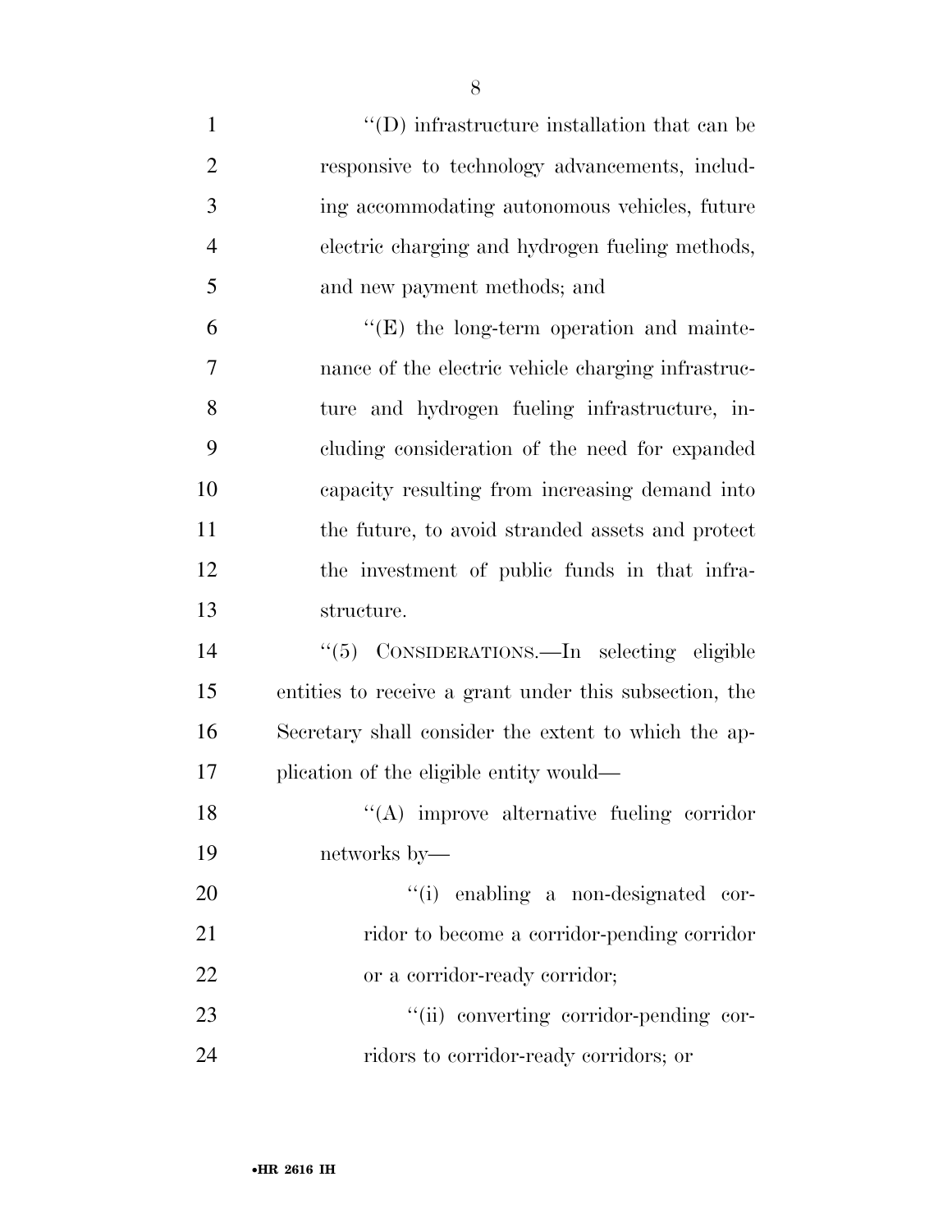"(D) infrastructure installation that can be responsive to technology advancements, including accommodating autonomous vehicles, future electric charging and hydrogen fueling methods, and new payment methods; and

"(E) the long-term operation and maintenance of the electric vehicle charging infrastructure and hydrogen fueling infrastructure, including consideration of the need for expanded capacity resulting from increasing demand into the future, to avoid stranded assets and protect the investment of public funds in that infrastructure.

"(5) CONSIDERATIONS.—In selecting eligible entities to receive a grant under this subsection, the Secretary shall consider the extent to which the application of the eligible entity would—

"(A) improve alternative fueling corridor networks by—

"(i) enabling a non-designated corridor to become a corridor-pending corridor or a corridor-ready corridor;

"(ii) converting corridor-pending corridors to corridor-ready corridors; or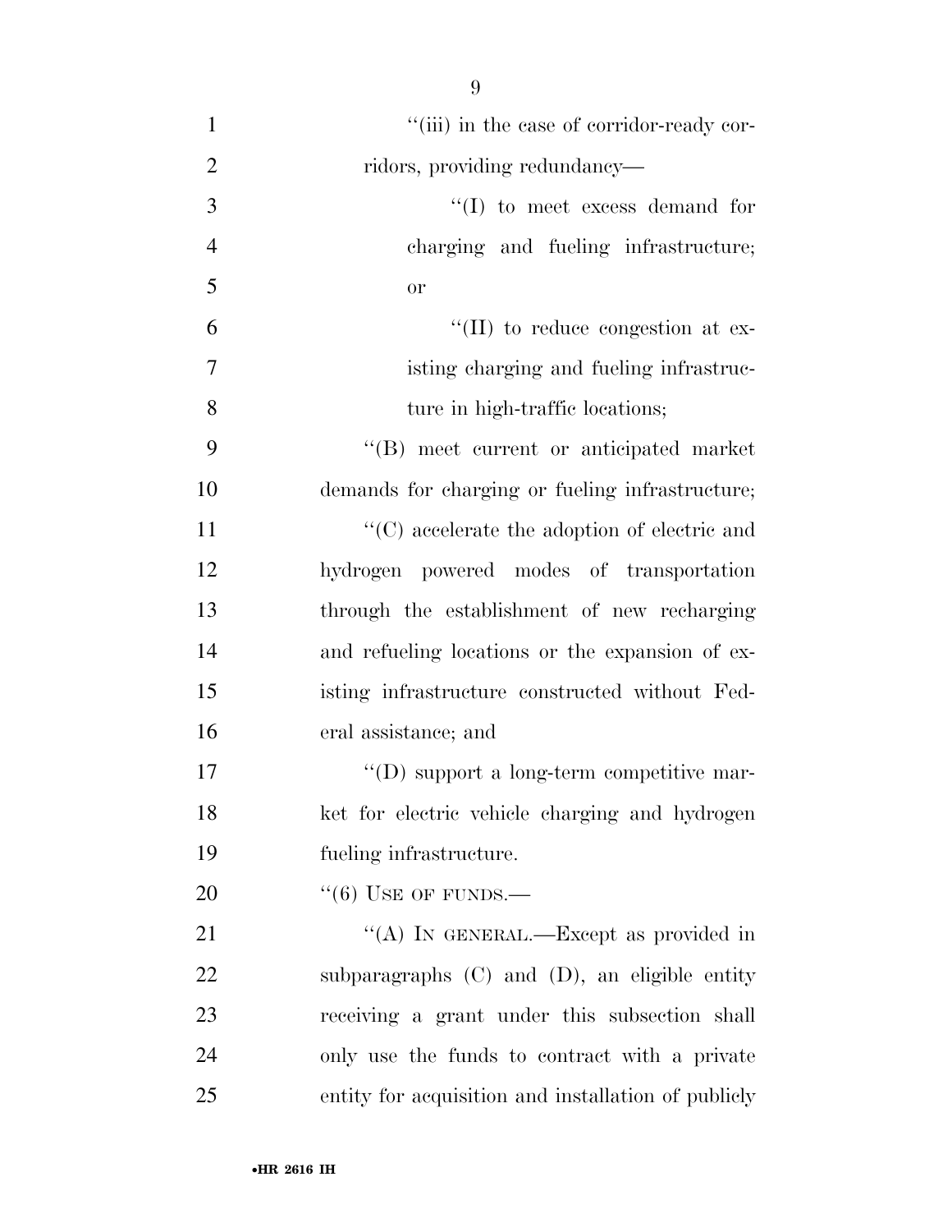"(iii) in the case of corridor-ready corridors, providing redundancy—

"(I) to meet excess demand for charging and fueling infrastructure; or

"(II) to reduce congestion at existing charging and fueling infrastructure in high-traffic locations;

"(B) meet current or anticipated market demands for charging or fueling infrastructure;

"(C) accelerate the adoption of electric and hydrogen powered modes of transportation through the establishment of new recharging and refueling locations or the expansion of existing infrastructure constructed without Federal assistance; and

"(D) support a long-term competitive market for electric vehicle charging and hydrogen fueling infrastructure.

"(6) USE OF FUNDS.—

"(A) IN GENERAL.—Except as provided in subparagraphs (C) and (D), an eligible entity receiving a grant under this subsection shall only use the funds to contract with a private entity for acquisition and installation of publicly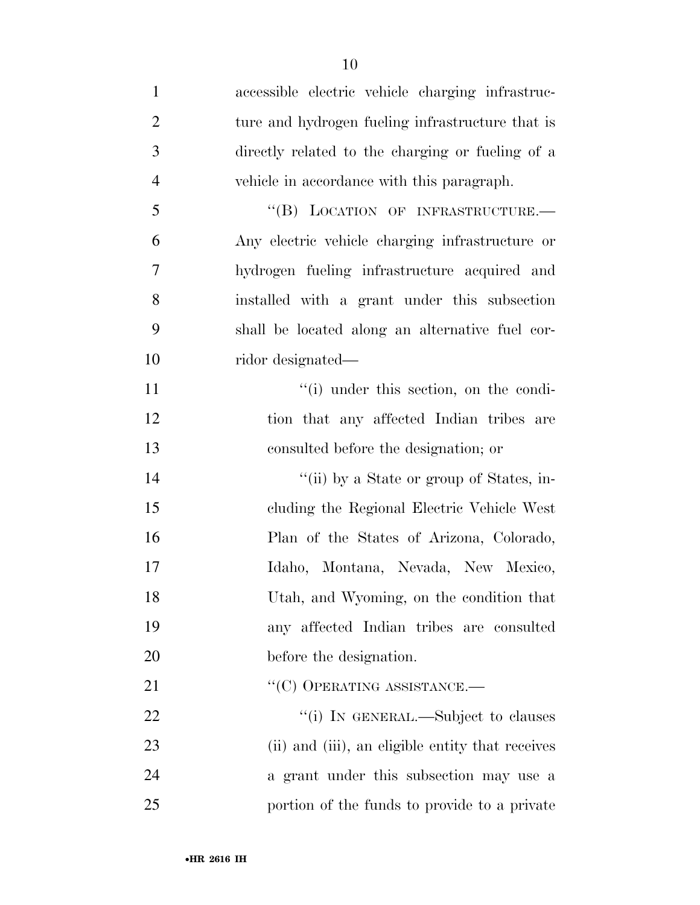accessible electric vehicle charging infrastructure and hydrogen fueling infrastructure that is directly related to the charging or fueling of a vehicle in accordance with this paragraph.

"(B) LOCATION OF INFRASTRUCTURE.—Any electric vehicle charging infrastructure or hydrogen fueling infrastructure acquired and installed with a grant under this subsection shall be located along an alternative fuel corridor designated—

"(i) under this section, on the condition that any affected Indian tribes are consulted before the designation; or

"(ii) by a State or group of States, including the Regional Electric Vehicle West Plan of the States of Arizona, Colorado, Idaho, Montana, Nevada, New Mexico, Utah, and Wyoming, on the condition that any affected Indian tribes are consulted before the designation.

"(C) OPERATING ASSISTANCE.—

"(i) IN GENERAL.—Subject to clauses (ii) and (iii), an eligible entity that receives a grant under this subsection may use a portion of the funds to provide to a private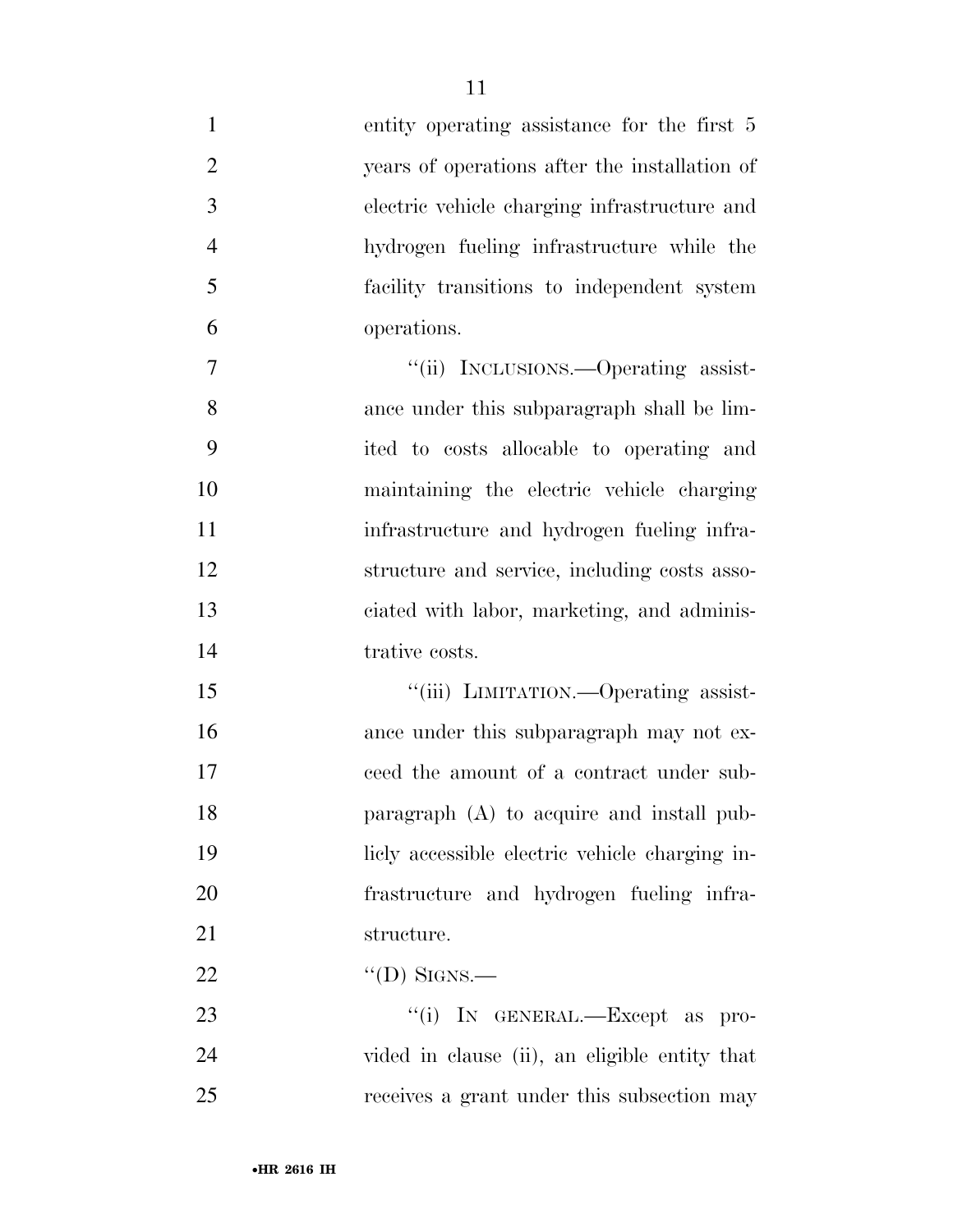entity operating assistance for the first 5 years of operations after the installation of electric vehicle charging infrastructure and hydrogen fueling infrastructure while the facility transitions to independent system operations.

"(ii) INCLUSIONS.—Operating assistance under this subparagraph shall be limited to costs allocable to operating and maintaining the electric vehicle charging infrastructure and hydrogen fueling infrastructure and service, including costs associated with labor, marketing, and administrative costs.

"(iii) LIMITATION.—Operating assistance under this subparagraph may not exceed the amount of a contract under subparagraph (A) to acquire and install publicly accessible electric vehicle charging infrastructure and hydrogen fueling infrastructure.

"(D) SIGNS.—

"(i) IN GENERAL.—Except as provided in clause (ii), an eligible entity that receives a grant under this subsection may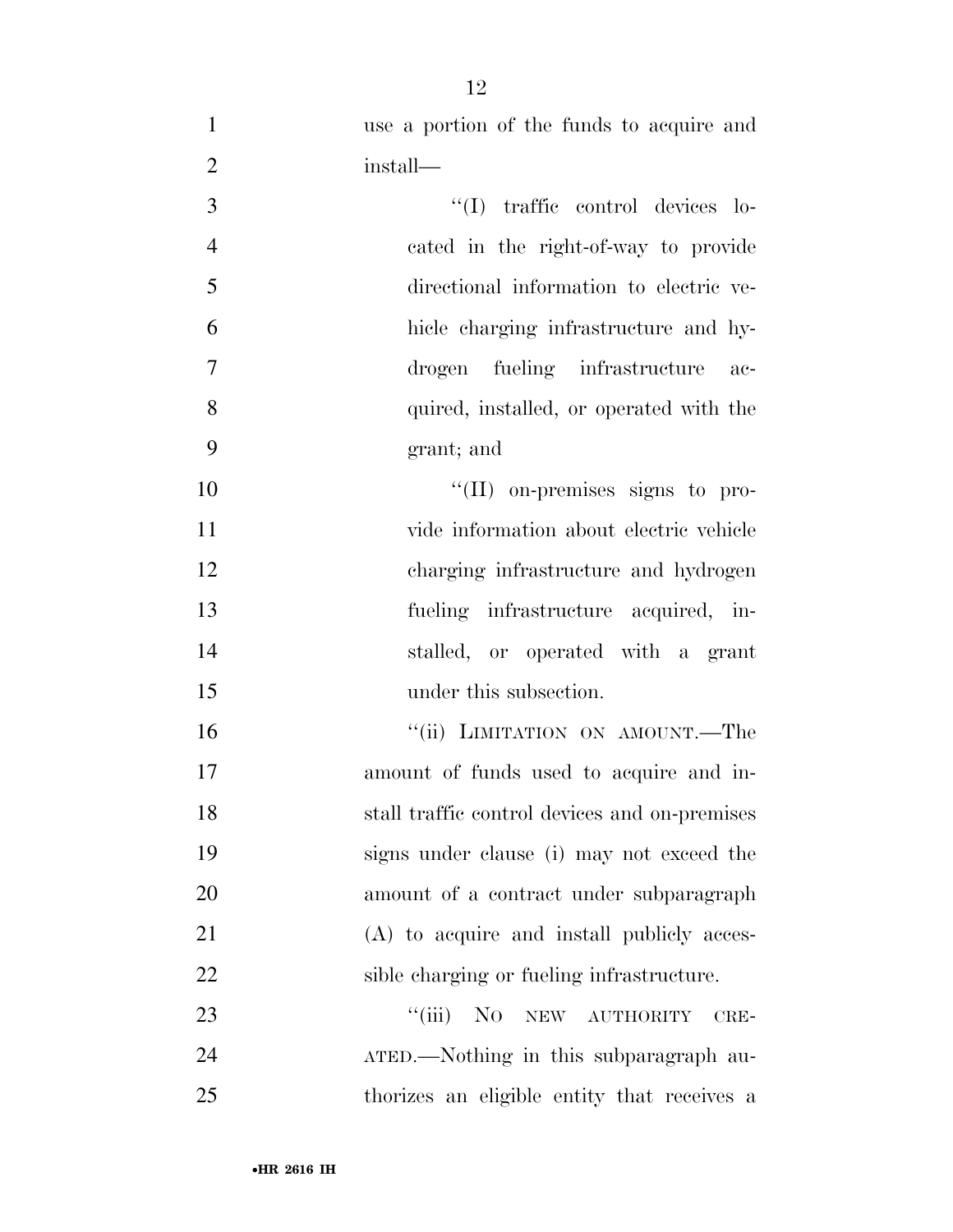use a portion of the funds to acquire and install—

"(I) traffic control devices located in the right-of-way to provide directional information to electric vehicle charging infrastructure and hydrogen fueling infrastructure acquired, installed, or operated with the grant; and

"(II) on-premises signs to provide information about electric vehicle charging infrastructure and hydrogen fueling infrastructure acquired, installed, or operated with a grant under this subsection.

"(ii) LIMITATION ON AMOUNT.—The amount of funds used to acquire and install traffic control devices and on-premises signs under clause (i) may not exceed the amount of a contract under subparagraph (A) to acquire and install publicly accessible charging or fueling infrastructure.

"(iii) NO NEW AUTHORITY CREATED.—Nothing in this subparagraph authorizes an eligible entity that receives a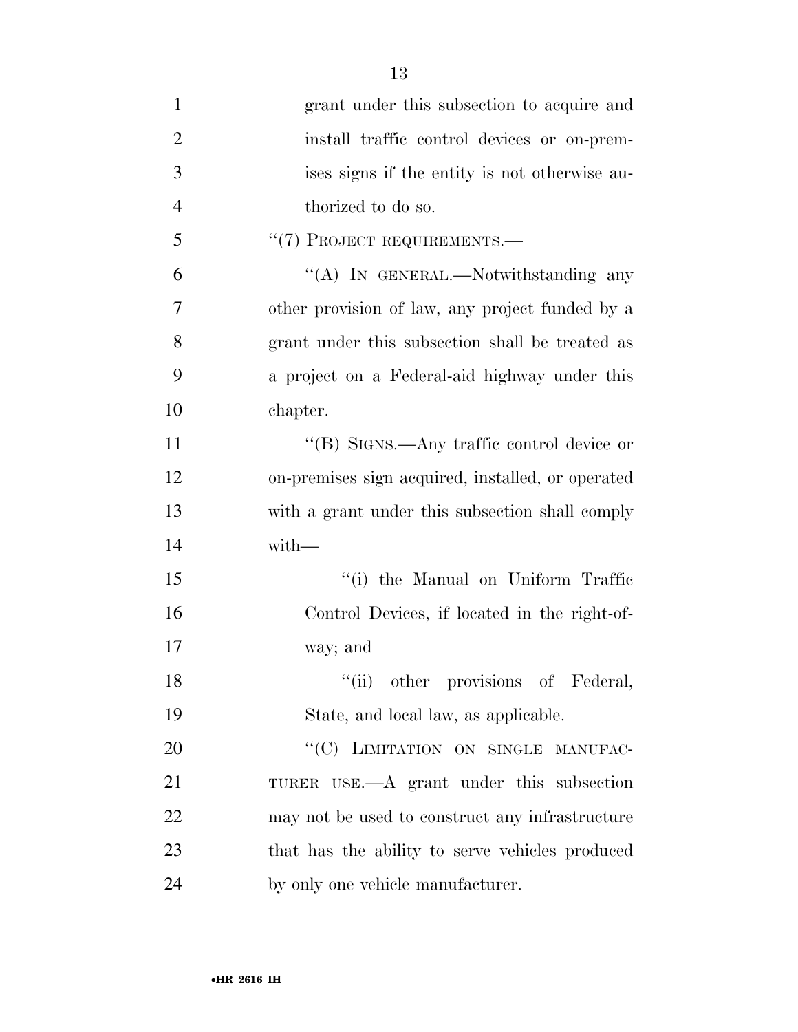grant under this subsection to acquire and install traffic control devices or on-premises signs if the entity is not otherwise authorized to do so.

"(7) PROJECT REQUIREMENTS.—

"(A) IN GENERAL.—Notwithstanding any other provision of law, any project funded by a grant under this subsection shall be treated as a project on a Federal-aid highway under this chapter.

"(B) SIGNS.—Any traffic control device or on-premises sign acquired, installed, or operated with a grant under this subsection shall comply with—

"(i) the Manual on Uniform Traffic Control Devices, if located in the right-of-way; and

"(ii) other provisions of Federal, State, and local law, as applicable.

"(C) LIMITATION ON SINGLE MANUFACTURER USE.—A grant under this subsection may not be used to construct any infrastructure that has the ability to serve vehicles produced by only one vehicle manufacturer.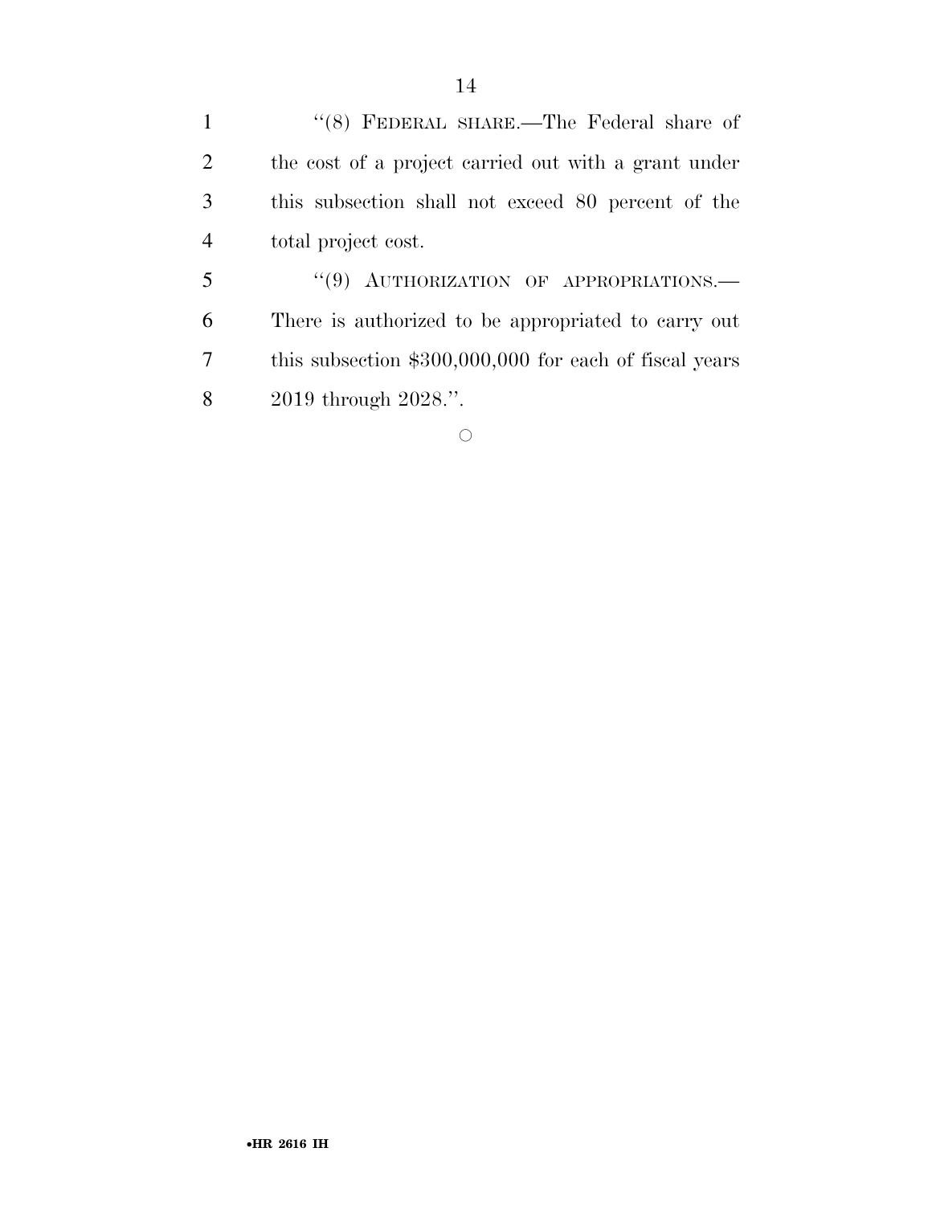"(8) FEDERAL SHARE.—The Federal share of the cost of a project carried out with a grant under this subsection shall not exceed 80 percent of the total project cost.

"(9) AUTHORIZATION OF APPROPRIATIONS.—There is authorized to be appropriated to carry out this subsection $300,000,000 for each of fiscal years 2019 through 2028.".

○